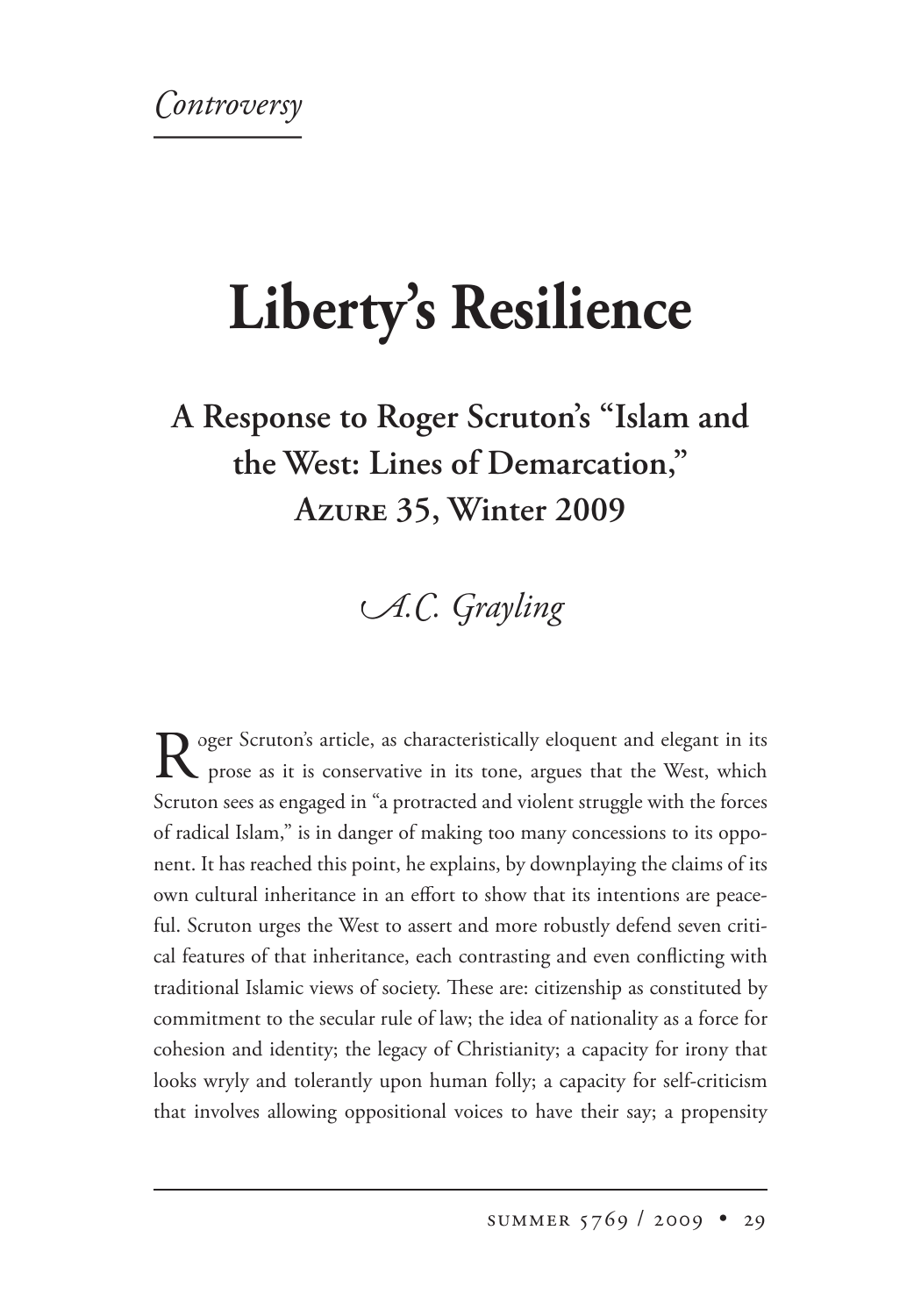*Controversy*

# Liberty's Resilience

## A Response to Roger Scruton's "Islam and the West: Lines of Demarcation," Azure 35, Winter 2009

*A.C. Grayling*

Roger Scruton's article, as characteristically eloquent and elegant in its prose as it is conservative in its tone, argues that the West, which Scruton sees as engaged in "a protracted and violent struggle with the forces of radical Islam," is in danger of making too many concessions to its opponent. It has reached this point, he explains, by downplaying the claims of its own cultural inheritance in an effort to show that its intentions are peaceful. Scruton urges the West to assert and more robustly defend seven critical features of that inheritance, each contrasting and even conflicting with traditional Islamic views of society. These are: citizenship as constituted by commitment to the secular rule of law; the idea of nationality as a force for cohesion and identity; the legacy of Christianity; a capacity for irony that looks wryly and tolerantly upon human folly; a capacity for self-criticism that involves allowing oppositional voices to have their say; a propensity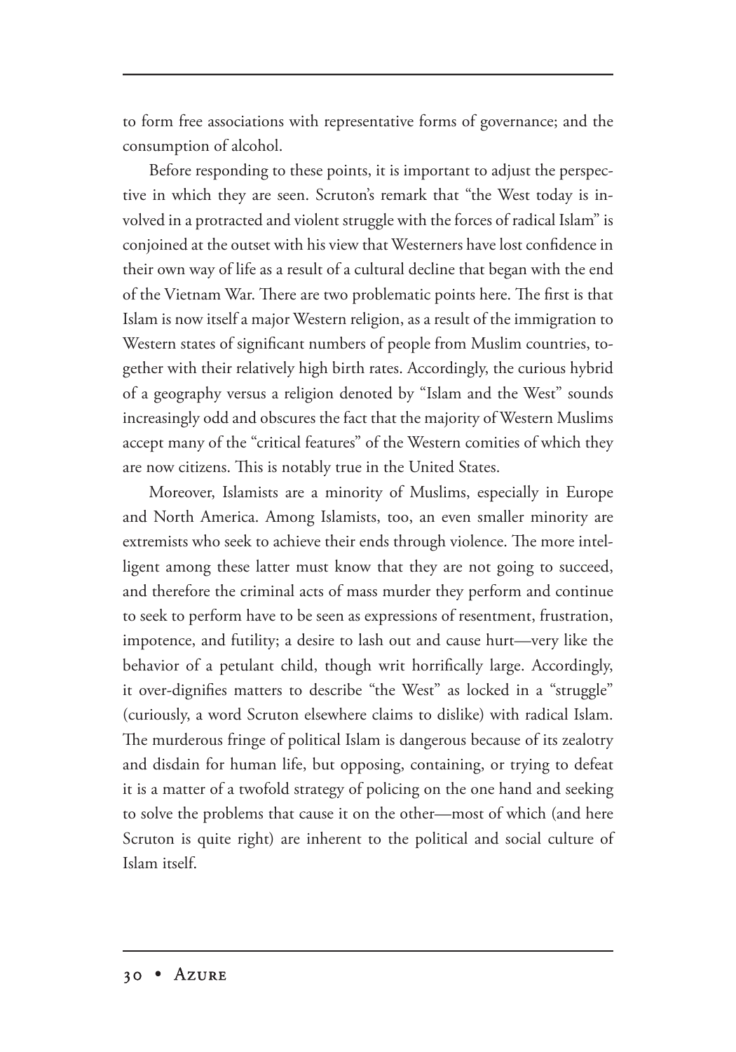to form free associations with representative forms of governance; and the consumption of alcohol.

Before responding to these points, it is important to adjust the perspective in which they are seen. Scruton's remark that "the West today is involved in a protracted and violent struggle with the forces of radical Islam" is conjoined at the outset with his view that Westerners have lost confidence in their own way of life as a result of a cultural decline that began with the end of the Vietnam War. There are two problematic points here. The first is that Islam is now itself a major Western religion, as a result of the immigration to Western states of significant numbers of people from Muslim countries, together with their relatively high birth rates. Accordingly, the curious hybrid of a geography versus a religion denoted by "Islam and the West" sounds increasingly odd and obscures the fact that the majority of Western Muslims accept many of the "critical features" of the Western comities of which they are now citizens. This is notably true in the United States.

Moreover, Islamists are a minority of Muslims, especially in Europe and North America. Among Islamists, too, an even smaller minority are extremists who seek to achieve their ends through violence. The more intelligent among these latter must know that they are not going to succeed, and therefore the criminal acts of mass murder they perform and continue to seek to perform have to be seen as expressions of resentment, frustration, impotence, and futility; a desire to lash out and cause hurt—very like the behavior of a petulant child, though writ horrifically large. Accordingly, it over-dignifies matters to describe "the West" as locked in a "struggle" (curiously, a word Scruton elsewhere claims to dislike) with radical Islam. The murderous fringe of political Islam is dangerous because of its zealotry and disdain for human life, but opposing, containing, or trying to defeat it is a matter of a twofold strategy of policing on the one hand and seeking to solve the problems that cause it on the other—most of which (and here Scruton is quite right) are inherent to the political and social culture of Islam itself.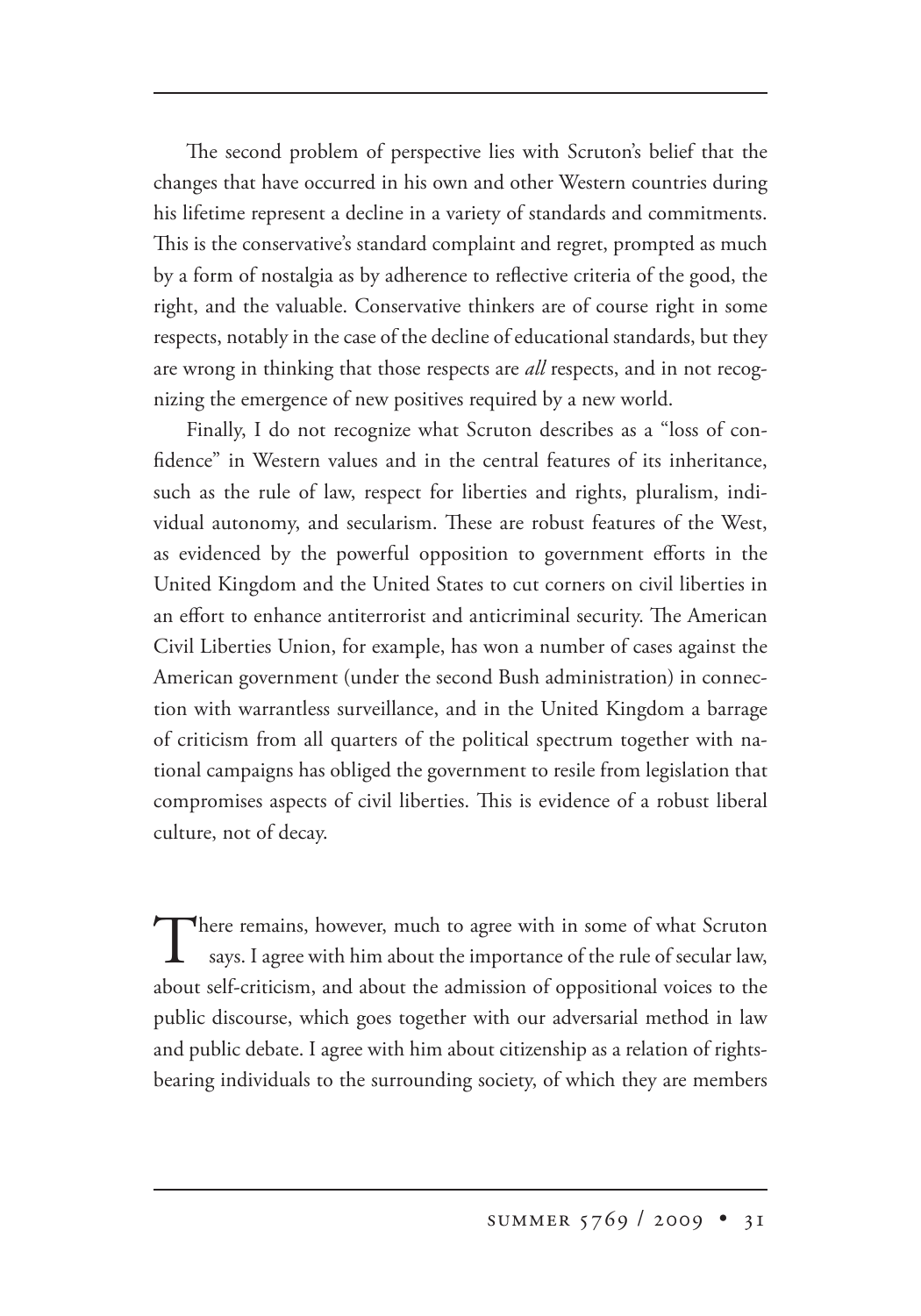The second problem of perspective lies with Scruton's belief that the changes that have occurred in his own and other Western countries during his lifetime represent a decline in a variety of standards and commitments. This is the conservative's standard complaint and regret, prompted as much by a form of nostalgia as by adherence to reflective criteria of the good, the right, and the valuable. Conservative thinkers are of course right in some respects, notably in the case of the decline of educational standards, but they are wrong in thinking that those respects are *all* respects, and in not recognizing the emergence of new positives required by a new world.

Finally, I do not recognize what Scruton describes as a "loss of confidence" in Western values and in the central features of its inheritance, such as the rule of law, respect for liberties and rights, pluralism, individual autonomy, and secularism. These are robust features of the West, as evidenced by the powerful opposition to government efforts in the United Kingdom and the United States to cut corners on civil liberties in an effort to enhance antiterrorist and anticriminal security. The American Civil Liberties Union, for example, has won a number of cases against the American government (under the second Bush administration) in connection with warrantless surveillance, and in the United Kingdom a barrage of criticism from all quarters of the political spectrum together with national campaigns has obliged the government to resile from legislation that compromises aspects of civil liberties. This is evidence of a robust liberal culture, not of decay.

There remains, however, much to agree with in some of what Scruton says. I agree with him about the importance of the rule of secular law, about self-criticism, and about the admission of oppositional voices to the public discourse, which goes together with our adversarial method in law and public debate. I agree with him about citizenship as a relation of rights-bearing individuals to the surrounding society, of which they are members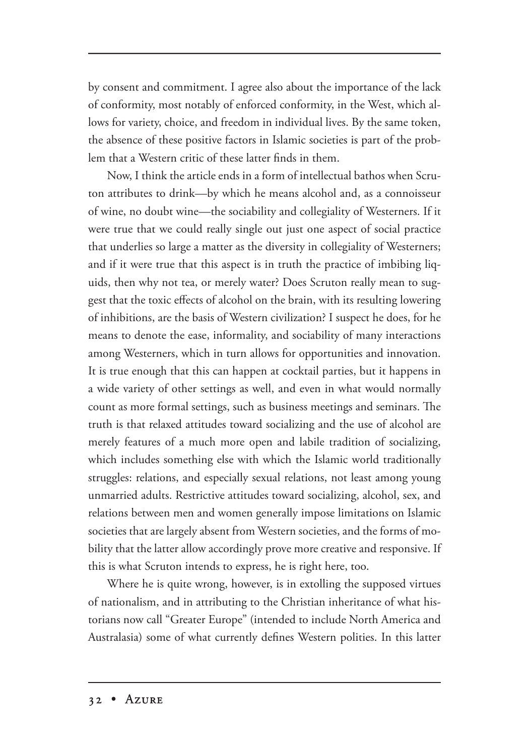by consent and commitment. I agree also about the importance of the lack of conformity, most notably of enforced conformity, in the West, which allows for variety, choice, and freedom in individual lives. By the same token, the absence of these positive factors in Islamic societies is part of the problem that a Western critic of these latter finds in them.

Now, I think the article ends in a form of intellectual bathos when Scruton attributes to drink—by which he means alcohol and, as a connoisseur of wine, no doubt wine—the sociability and collegiality of Westerners. If it were true that we could really single out just one aspect of social practice that underlies so large a matter as the diversity in collegiality of Westerners; and if it were true that this aspect is in truth the practice of imbibing liquids, then why not tea, or merely water? Does Scruton really mean to suggest that the toxic effects of alcohol on the brain, with its resulting lowering of inhibitions, are the basis of Western civilization? I suspect he does, for he means to denote the ease, informality, and sociability of many interactions among Westerners, which in turn allows for opportunities and innovation. It is true enough that this can happen at cocktail parties, but it happens in a wide variety of other settings as well, and even in what would normally count as more formal settings, such as business meetings and seminars. The truth is that relaxed attitudes toward socializing and the use of alcohol are merely features of a much more open and labile tradition of socializing, which includes something else with which the Islamic world traditionally struggles: relations, and especially sexual relations, not least among young unmarried adults. Restrictive attitudes toward socializing, alcohol, sex, and relations between men and women generally impose limitations on Islamic societies that are largely absent from Western societies, and the forms of mobility that the latter allow accordingly prove more creative and responsive. If this is what Scruton intends to express, he is right here, too.

Where he is quite wrong, however, is in extolling the supposed virtues of nationalism, and in attributing to the Christian inheritance of what historians now call "Greater Europe" (intended to include North America and Australasia) some of what currently defines Western polities. In this latter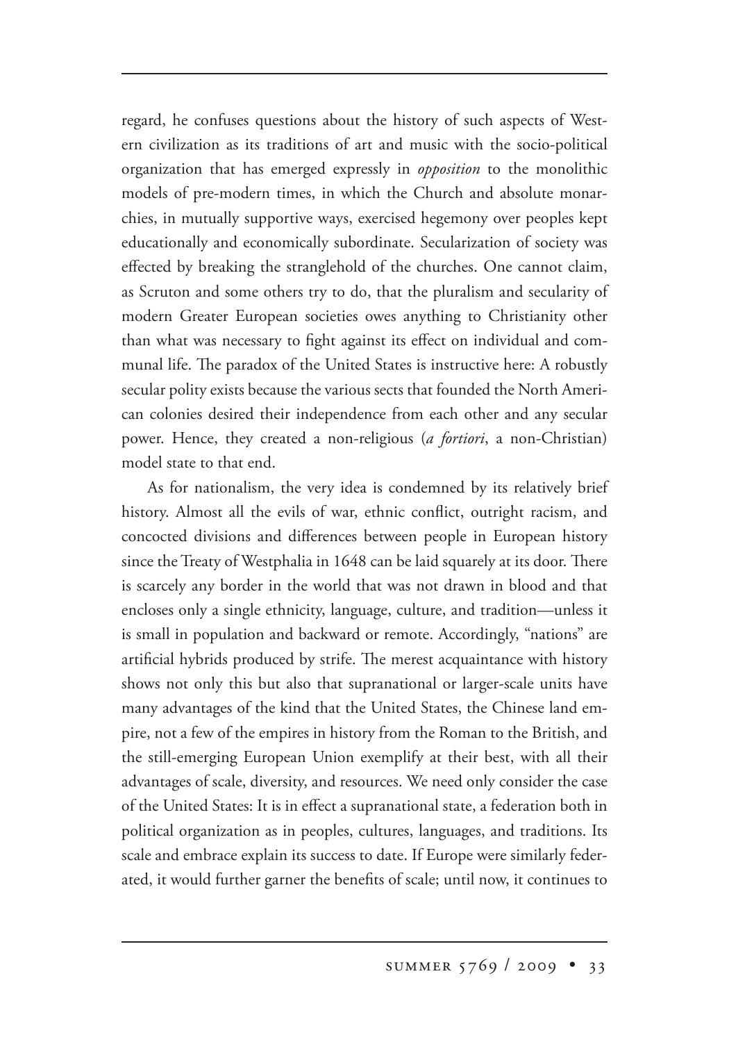regard, he confuses questions about the history of such aspects of Western civilization as its traditions of art and music with the socio-political organization that has emerged expressly in *opposition* to the monolithic models of pre-modern times, in which the Church and absolute monarchies, in mutually supportive ways, exercised hegemony over peoples kept educationally and economically subordinate. Secularization of society was effected by breaking the stranglehold of the churches. One cannot claim, as Scruton and some others try to do, that the pluralism and secularity of modern Greater European societies owes anything to Christianity other than what was necessary to fight against its effect on individual and communal life. The paradox of the United States is instructive here: A robustly secular polity exists because the various sects that founded the North American colonies desired their independence from each other and any secular power. Hence, they created a non-religious (*a fortiori*, a non-Christian) model state to that end.

As for nationalism, the very idea is condemned by its relatively brief history. Almost all the evils of war, ethnic conflict, outright racism, and concocted divisions and differences between people in European history since the Treaty of Westphalia in 1648 can be laid squarely at its door. There is scarcely any border in the world that was not drawn in blood and that encloses only a single ethnicity, language, culture, and tradition—unless it is small in population and backward or remote. Accordingly, "nations" are artificial hybrids produced by strife. The merest acquaintance with history shows not only this but also that supranational or larger-scale units have many advantages of the kind that the United States, the Chinese land empire, not a few of the empires in history from the Roman to the British, and the still-emerging European Union exemplify at their best, with all their advantages of scale, diversity, and resources. We need only consider the case of the United States: It is in effect a supranational state, a federation both in political organization as in peoples, cultures, languages, and traditions. Its scale and embrace explain its success to date. If Europe were similarly federated, it would further garner the benefits of scale; until now, it continues to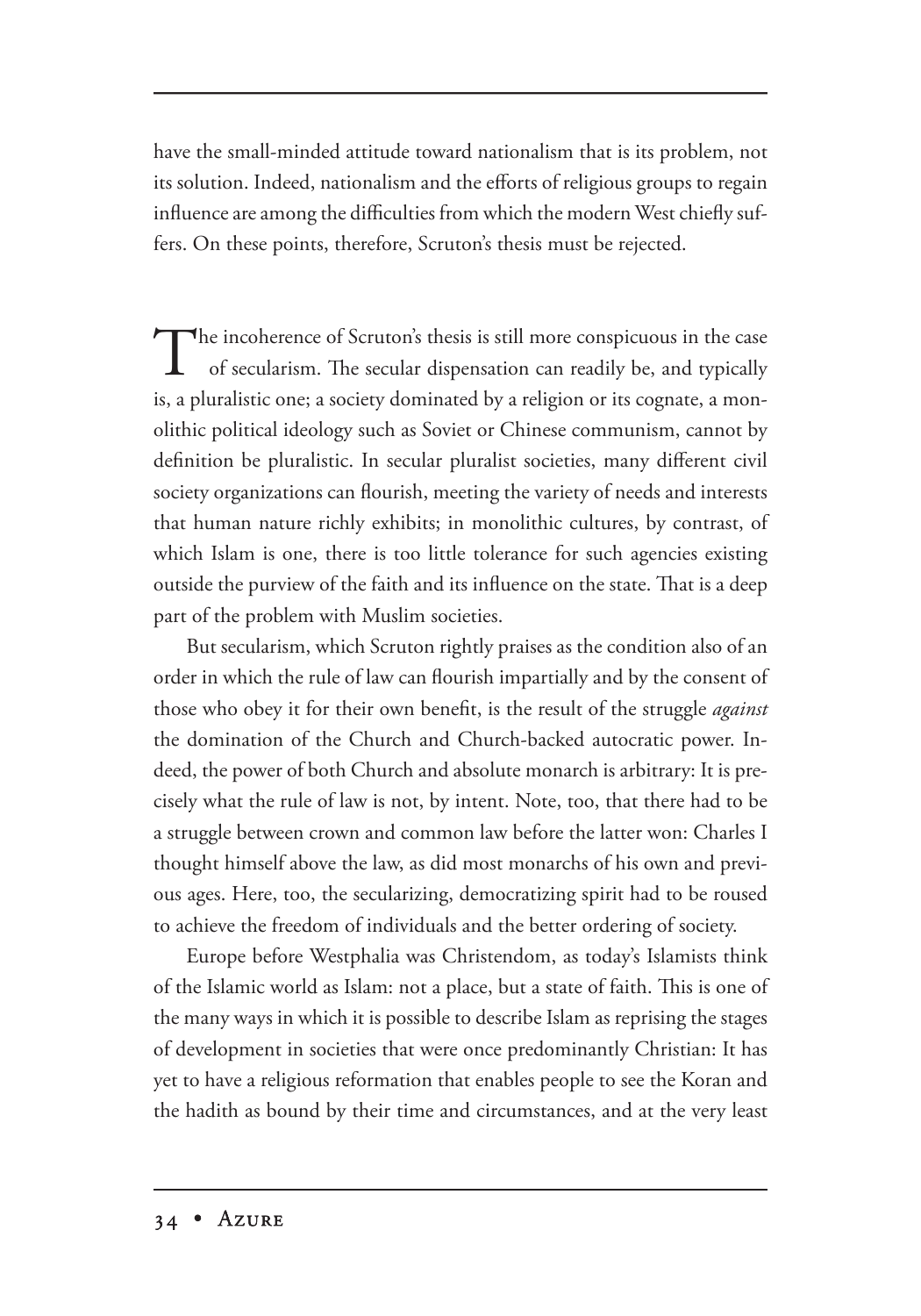have the small-minded attitude toward nationalism that is its problem, not its solution. Indeed, nationalism and the efforts of religious groups to regain influence are among the difficulties from which the modern West chiefly suffers. On these points, therefore, Scruton's thesis must be rejected.

The incoherence of Scruton's thesis is still more conspicuous in the case of secularism. The secular dispensation can readily be, and typically is, a pluralistic one; a society dominated by a religion or its cognate, a monolithic political ideology such as Soviet or Chinese communism, cannot by definition be pluralistic. In secular pluralist societies, many different civil society organizations can flourish, meeting the variety of needs and interests that human nature richly exhibits; in monolithic cultures, by contrast, of which Islam is one, there is too little tolerance for such agencies existing outside the purview of the faith and its influence on the state. That is a deep part of the problem with Muslim societies.

But secularism, which Scruton rightly praises as the condition also of an order in which the rule of law can flourish impartially and by the consent of those who obey it for their own benefit, is the result of the struggle *against* the domination of the Church and Church-backed autocratic power. Indeed, the power of both Church and absolute monarch is arbitrary: It is precisely what the rule of law is not, by intent. Note, too, that there had to be a struggle between crown and common law before the latter won: Charles I thought himself above the law, as did most monarchs of his own and previous ages. Here, too, the secularizing, democratizing spirit had to be roused to achieve the freedom of individuals and the better ordering of society.

Europe before Westphalia was Christendom, as today's Islamists think of the Islamic world as Islam: not a place, but a state of faith. This is one of the many ways in which it is possible to describe Islam as reprising the stages of development in societies that were once predominantly Christian: It has yet to have a religious reformation that enables people to see the Koran and the hadith as bound by their time and circumstances, and at the very least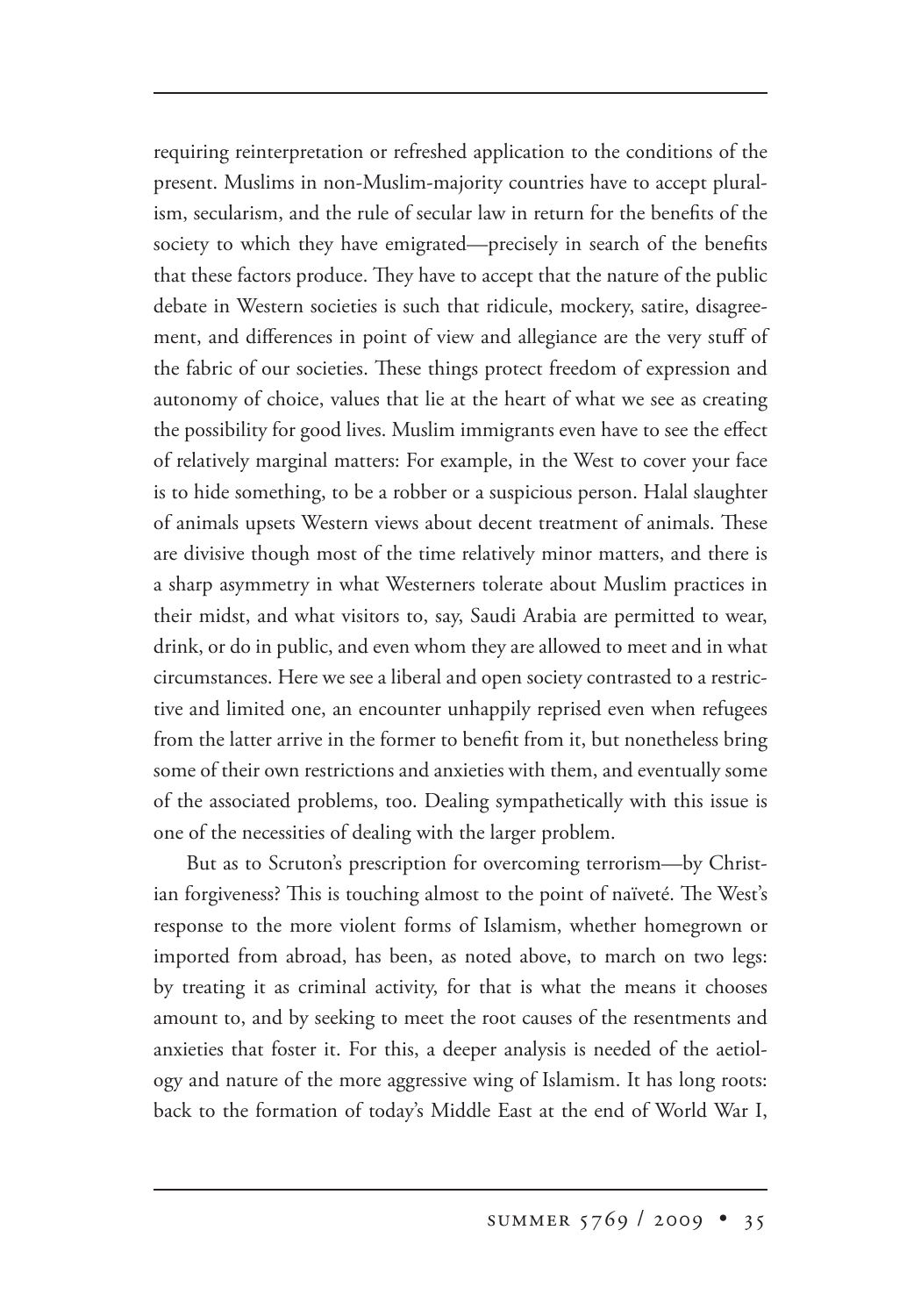requiring reinterpretation or refreshed application to the conditions of the present. Muslims in non-Muslim-majority countries have to accept pluralism, secularism, and the rule of secular law in return for the benefits of the society to which they have emigrated—precisely in search of the benefits that these factors produce. They have to accept that the nature of the public debate in Western societies is such that ridicule, mockery, satire, disagreement, and differences in point of view and allegiance are the very stuff of the fabric of our societies. These things protect freedom of expression and autonomy of choice, values that lie at the heart of what we see as creating the possibility for good lives. Muslim immigrants even have to see the effect of relatively marginal matters: For example, in the West to cover your face is to hide something, to be a robber or a suspicious person. Halal slaughter of animals upsets Western views about decent treatment of animals. These are divisive though most of the time relatively minor matters, and there is a sharp asymmetry in what Westerners tolerate about Muslim practices in their midst, and what visitors to, say, Saudi Arabia are permitted to wear, drink, or do in public, and even whom they are allowed to meet and in what circumstances. Here we see a liberal and open society contrasted to a restrictive and limited one, an encounter unhappily reprised even when refugees from the latter arrive in the former to benefit from it, but nonetheless bring some of their own restrictions and anxieties with them, and eventually some of the associated problems, too. Dealing sympathetically with this issue is one of the necessities of dealing with the larger problem.

But as to Scruton's prescription for overcoming terrorism—by Christian forgiveness? This is touching almost to the point of naïveté. The West's response to the more violent forms of Islamism, whether homegrown or imported from abroad, has been, as noted above, to march on two legs: by treating it as criminal activity, for that is what the means it chooses amount to, and by seeking to meet the root causes of the resentments and anxieties that foster it. For this, a deeper analysis is needed of the aetiology and nature of the more aggressive wing of Islamism. It has long roots: back to the formation of today's Middle East at the end of World War I,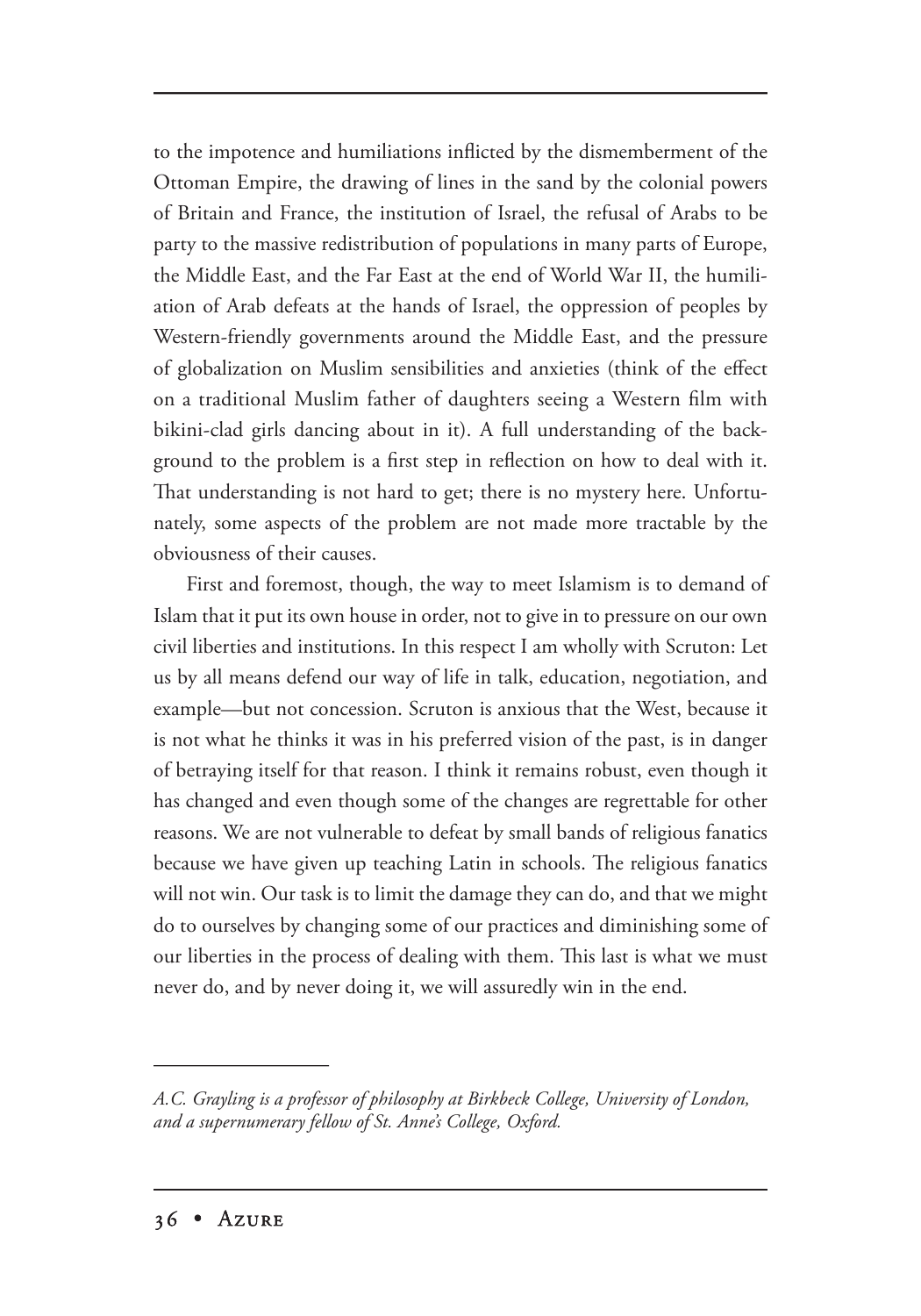to the impotence and humiliations inflicted by the dismemberment of the Ottoman Empire, the drawing of lines in the sand by the colonial powers of Britain and France, the institution of Israel, the refusal of Arabs to be party to the massive redistribution of populations in many parts of Europe, the Middle East, and the Far East at the end of World War II, the humiliation of Arab defeats at the hands of Israel, the oppression of peoples by Western-friendly governments around the Middle East, and the pressure of globalization on Muslim sensibilities and anxieties (think of the effect on a traditional Muslim father of daughters seeing a Western film with bikini-clad girls dancing about in it). A full understanding of the background to the problem is a first step in reflection on how to deal with it. That understanding is not hard to get; there is no mystery here. Unfortunately, some aspects of the problem are not made more tractable by the obviousness of their causes.

First and foremost, though, the way to meet Islamism is to demand of Islam that it put its own house in order, not to give in to pressure on our own civil liberties and institutions. In this respect I am wholly with Scruton: Let us by all means defend our way of life in talk, education, negotiation, and example—but not concession. Scruton is anxious that the West, because it is not what he thinks it was in his preferred vision of the past, is in danger of betraying itself for that reason. I think it remains robust, even though it has changed and even though some of the changes are regrettable for other reasons. We are not vulnerable to defeat by small bands of religious fanatics because we have given up teaching Latin in schools. The religious fanatics will not win. Our task is to limit the damage they can do, and that we might do to ourselves by changing some of our practices and diminishing some of our liberties in the process of dealing with them. This last is what we must never do, and by never doing it, we will assuredly win in the end.

---

*A.C. Grayling is a professor of philosophy at Birkbeck College, University of London, and a supernumerary fellow of St. Anne's College, Oxford.*